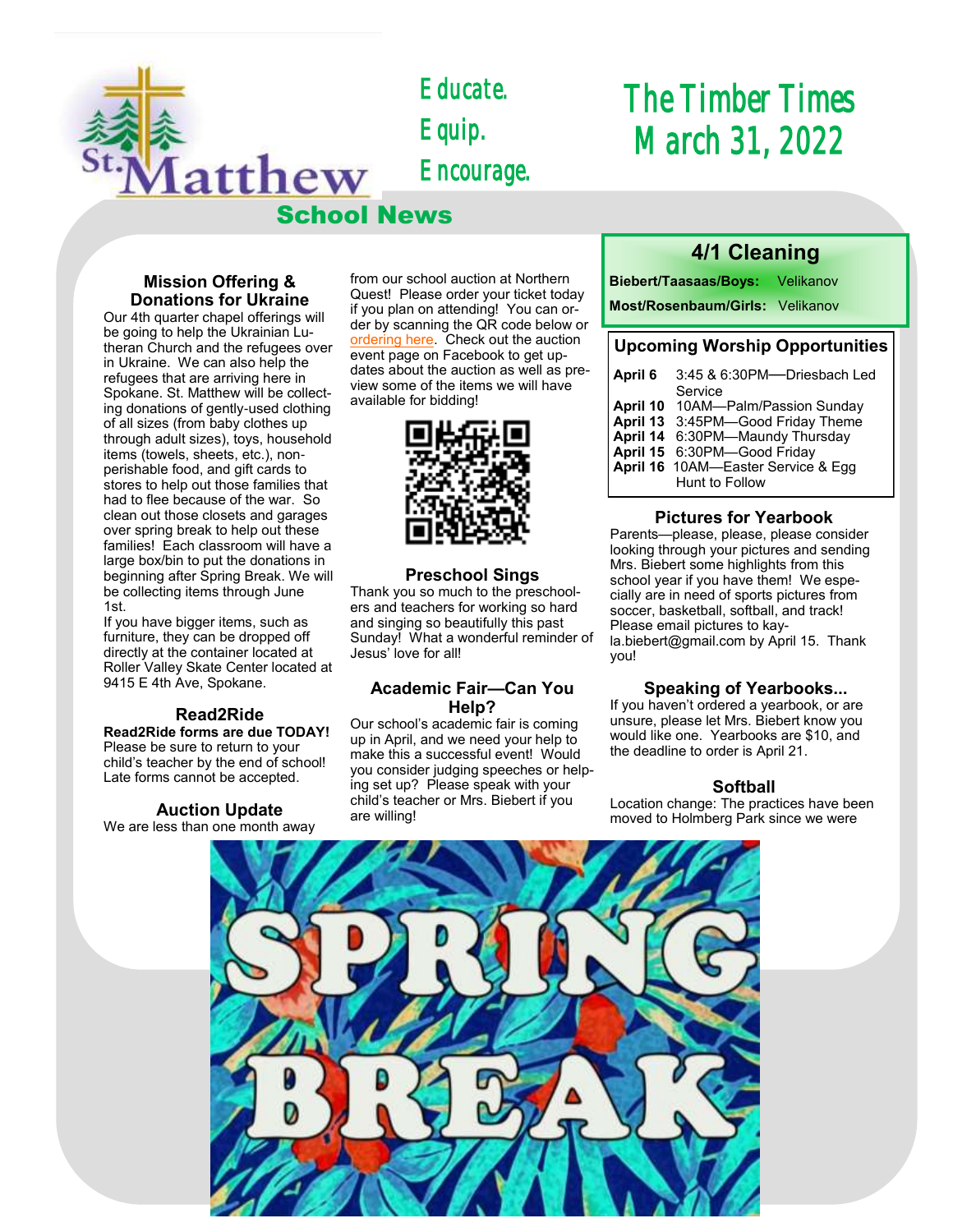# The Timber Times
## March 31, 2022

Educate.
Equip.
Encourage.

St. Matthew **School News**

## 4/1 Cleaning

**Biebert/Taasaas/Boys:** Velikanov

**Most/Rosenbaum/Girls:** Velikanov

### Mission Offering & Donations for Ukraine

Our 4th quarter chapel offerings will be going to help the Ukrainian Lutheran Church and the refugees over in Ukraine. We can also help the refugees that are arriving here in Spokane. St. Matthew will be collecting donations of gently-used clothing of all sizes (from baby clothes up through adult sizes), toys, household items (towels, sheets, etc.), non-perishable food, and gift cards to stores to help out those families that had to flee because of the war. So clean out those closets and garages over spring break to help out these families! Each classroom will have a large box/bin to put the donations in beginning after Spring Break. We will be collecting items through June 1st.

If you have bigger items, such as furniture, they can be dropped off directly at the container located at Roller Valley Skate Center located at 9415 E 4th Ave, Spokane.

### Read2Ride

**Read2Ride forms are due TODAY!** Please be sure to return to your child's teacher by the end of school! Late forms cannot be accepted.

### Auction Update

We are less than one month away from our school auction at Northern Quest! Please order your ticket today if you plan on attending! You can order by scanning the QR code below or ordering here. Check out the auction event page on Facebook to get updates about the auction as well as preview some of the items we will have available for bidding!

### Preschool Sings

Thank you so much to the preschoolers and teachers for working so hard and singing so beautifully this past Sunday! What a wonderful reminder of Jesus' love for all!

### Academic Fair—Can You Help?

Our school's academic fair is coming up in April, and we need your help to make this a successful event! Would you consider judging speeches or helping set up? Please speak with your child's teacher or Mrs. Biebert if you are willing!

### Upcoming Worship Opportunities

| | |
|---|---|
| **April 6** | 3:45 & 6:30PM—Driesbach Led Service |
| **April 10** | 10AM—Palm/Passion Sunday |
| **April 13** | 3:45PM—Good Friday Theme |
| **April 14** | 6:30PM—Maundy Thursday |
| **April 15** | 6:30PM—Good Friday |
| **April 16** | 10AM—Easter Service & Egg Hunt to Follow |

### Pictures for Yearbook

Parents—please, please, please consider looking through your pictures and sending Mrs. Biebert some highlights from this school year if you have them! We especially are in need of sports pictures from soccer, basketball, softball, and track! Please email pictures to kayla.biebert@gmail.com by April 15. Thank you!

### Speaking of Yearbooks...

If you haven't ordered a yearbook, or are unsure, please let Mrs. Biebert know you would like one. Yearbooks are $10, and the deadline to order is April 21.

### Softball

Location change: The practices have been moved to Holmberg Park since we were

SPRING BREAK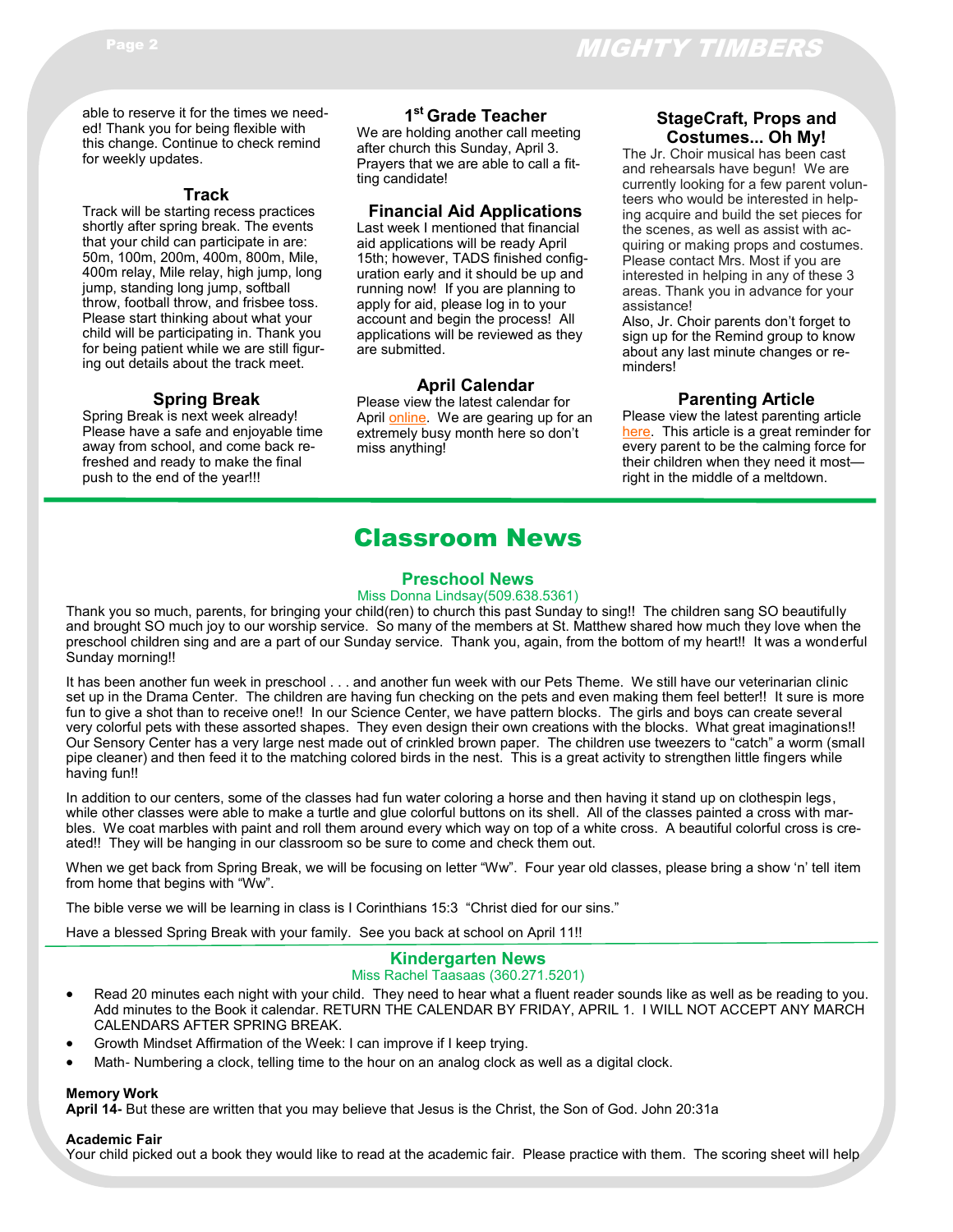able to reserve it for the times we needed! Thank you for being flexible with this change. Continue to check remind for weekly updates.

### Track

Track will be starting recess practices shortly after spring break. The events that your child can participate in are: 50m, 100m, 200m, 400m, 800m, Mile, 400m relay, Mile relay, high jump, long jump, standing long jump, softball throw, football throw, and frisbee toss. Please start thinking about what your child will be participating in. Thank you for being patient while we are still figuring out details about the track meet.

### Spring Break

Spring Break is next week already! Please have a safe and enjoyable time away from school, and come back refreshed and ready to make the final push to the end of the year!!!

### 1st Grade Teacher

We are holding another call meeting after church this Sunday, April 3. Prayers that we are able to call a fitting candidate!

### Financial Aid Applications

Last week I mentioned that financial aid applications will be ready April 15th; however, TADS finished configuration early and it should be up and running now! If you are planning to apply for aid, please log in to your account and begin the process! All applications will be reviewed as they are submitted.

### April Calendar

Please view the latest calendar for April online. We are gearing up for an extremely busy month here so don't miss anything!

### StageCraft, Props and Costumes... Oh My!

The Jr. Choir musical has been cast and rehearsals have begun! We are currently looking for a few parent volunteers who would be interested in helping acquire and build the set pieces for the scenes, as well as assist with acquiring or making props and costumes. Please contact Mrs. Most if you are interested in helping in any of these 3 areas. Thank you in advance for your assistance!

Also, Jr. Choir parents don't forget to sign up for the Remind group to know about any last minute changes or reminders!

### Parenting Article

Please view the latest parenting article here. This article is a great reminder for every parent to be the calming force for their children when they need it most—right in the middle of a meltdown.

## Classroom News

### Preschool News

Miss Donna Lindsay(509.638.5361)

Thank you so much, parents, for bringing your child(ren) to church this past Sunday to sing!! The children sang SO beautifully and brought SO much joy to our worship service. So many of the members at St. Matthew shared how much they love when the preschool children sing and are a part of our Sunday service. Thank you, again, from the bottom of my heart!! It was a wonderful Sunday morning!!

It has been another fun week in preschool . . . and another fun week with our Pets Theme. We still have our veterinarian clinic set up in the Drama Center. The children are having fun checking on the pets and even making them feel better!! It sure is more fun to give a shot than to receive one!! In our Science Center, we have pattern blocks. The girls and boys can create several very colorful pets with these assorted shapes. They even design their own creations with the blocks. What great imaginations!! Our Sensory Center has a very large nest made out of crinkled brown paper. The children use tweezers to "catch" a worm (small pipe cleaner) and then feed it to the matching colored birds in the nest. This is a great activity to strengthen little fingers while having fun!!

In addition to our centers, some of the classes had fun water coloring a horse and then having it stand up on clothespin legs, while other classes were able to make a turtle and glue colorful buttons on its shell. All of the classes painted a cross with marbles. We coat marbles with paint and roll them around every which way on top of a white cross. A beautiful colorful cross is created!! They will be hanging in our classroom so be sure to come and check them out.

When we get back from Spring Break, we will be focusing on letter "Ww". Four year old classes, please bring a show 'n' tell item from home that begins with "Ww".

The bible verse we will be learning in class is I Corinthians 15:3 "Christ died for our sins."

Have a blessed Spring Break with your family. See you back at school on April 11!!

### Kindergarten News

Miss Rachel Taasaas (360.271.5201)

- Read 20 minutes each night with your child. They need to hear what a fluent reader sounds like as well as be reading to you. Add minutes to the Book it calendar. RETURN THE CALENDAR BY FRIDAY, APRIL 1. I WILL NOT ACCEPT ANY MARCH CALENDARS AFTER SPRING BREAK.
- Growth Mindset Affirmation of the Week: I can improve if I keep trying.
- Math- Numbering a clock, telling time to the hour on an analog clock as well as a digital clock.

**Memory Work**

**April 14-** But these are written that you may believe that Jesus is the Christ, the Son of God. John 20:31a

**Academic Fair**

Your child picked out a book they would like to read at the academic fair. Please practice with them. The scoring sheet will help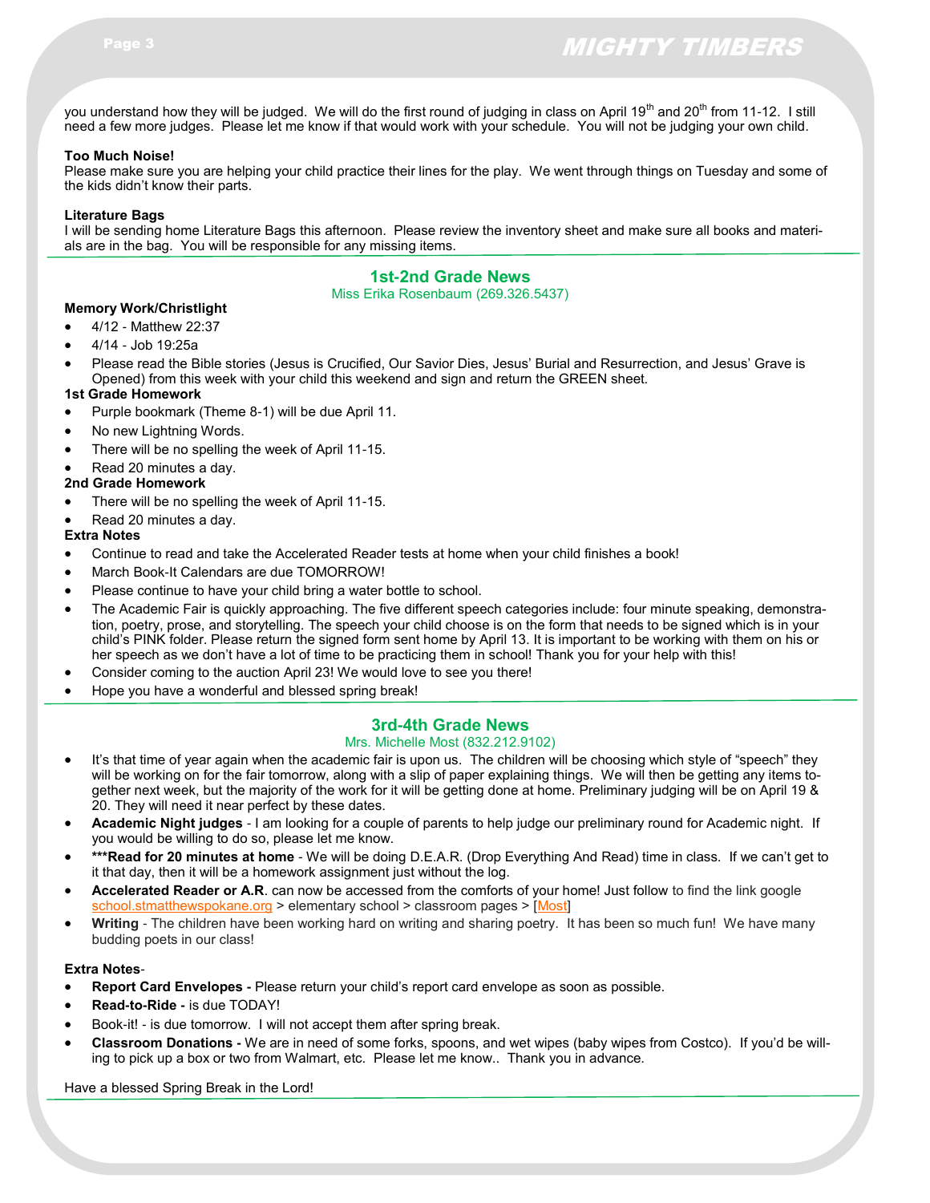you understand how they will be judged. We will do the first round of judging in class on April 19th and 20th from 11-12. I still need a few more judges. Please let me know if that would work with your schedule. You will not be judging your own child.

**Too Much Noise!**
Please make sure you are helping your child practice their lines for the play. We went through things on Tuesday and some of the kids didn't know their parts.

**Literature Bags**
I will be sending home Literature Bags this afternoon. Please review the inventory sheet and make sure all books and materials are in the bag. You will be responsible for any missing items.

## 1st-2nd Grade News

Miss Erika Rosenbaum (269.326.5437)

**Memory Work/Christlight**

- 4/12 - Matthew 22:37
- 4/14 - Job 19:25a
- Please read the Bible stories (Jesus is Crucified, Our Savior Dies, Jesus' Burial and Resurrection, and Jesus' Grave is Opened) from this week with your child this weekend and sign and return the GREEN sheet.

**1st Grade Homework**

- Purple bookmark (Theme 8-1) will be due April 11.
- No new Lightning Words.
- There will be no spelling the week of April 11-15.
- Read 20 minutes a day.

**2nd Grade Homework**

- There will be no spelling the week of April 11-15.
- Read 20 minutes a day.

**Extra Notes**

- Continue to read and take the Accelerated Reader tests at home when your child finishes a book!
- March Book-It Calendars are due TOMORROW!
- Please continue to have your child bring a water bottle to school.
- The Academic Fair is quickly approaching. The five different speech categories include: four minute speaking, demonstration, poetry, prose, and storytelling. The speech your child choose is on the form that needs to be signed which is in your child's PINK folder. Please return the signed form sent home by April 13. It is important to be working with them on his or her speech as we don't have a lot of time to be practicing them in school! Thank you for your help with this!
- Consider coming to the auction April 23! We would love to see you there!
- Hope you have a wonderful and blessed spring break!

## 3rd-4th Grade News

Mrs. Michelle Most (832.212.9102)

- It's that time of year again when the academic fair is upon us. The children will be choosing which style of "speech" they will be working on for the fair tomorrow, along with a slip of paper explaining things. We will then be getting any items together next week, but the majority of the work for it will be getting done at home. Preliminary judging will be on April 19 & 20. They will need it near perfect by these dates.
- **Academic Night judges** - I am looking for a couple of parents to help judge our preliminary round for Academic night. If you would be willing to do so, please let me know.
- **\*\*\*Read for 20 minutes at home** - We will be doing D.E.A.R. (Drop Everything And Read) time in class. If we can't get to it that day, then it will be a homework assignment just without the log.
- **Accelerated Reader or A.R**. can now be accessed from the comforts of your home! Just follow to find the link google school.stmatthewspokane.org > elementary school > classroom pages > [Most]
- **Writing** - The children have been working hard on writing and sharing poetry. It has been so much fun! We have many budding poets in our class!

**Extra Notes**-

- **Report Card Envelopes -** Please return your child's report card envelope as soon as possible.
- **Read-to-Ride -** is due TODAY!
- Book-it! - is due tomorrow. I will not accept them after spring break.
- **Classroom Donations -** We are in need of some forks, spoons, and wet wipes (baby wipes from Costco). If you'd be willing to pick up a box or two from Walmart, etc. Please let me know.. Thank you in advance.

Have a blessed Spring Break in the Lord!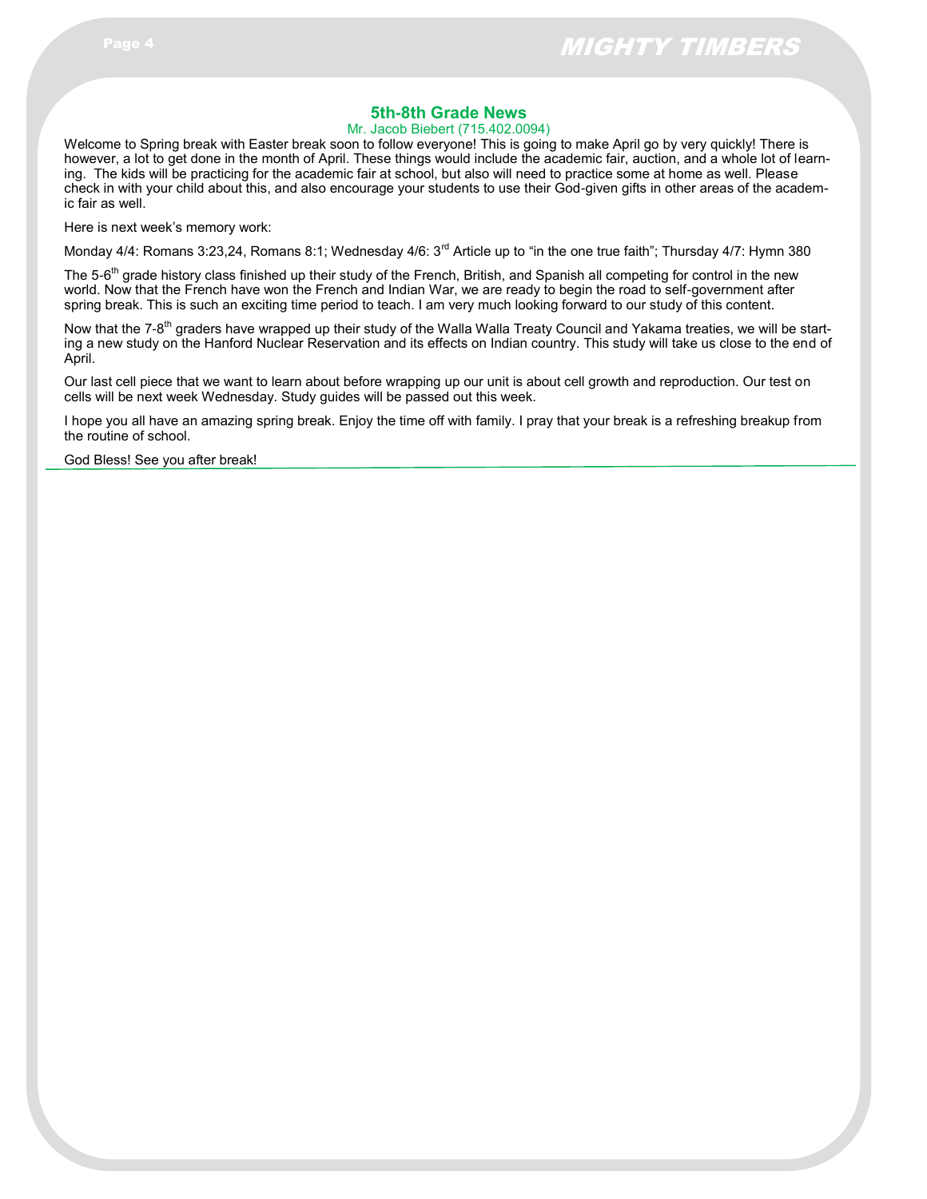## 5th-8th Grade News

Mr. Jacob Biebert (715.402.0094)

Welcome to Spring break with Easter break soon to follow everyone! This is going to make April go by very quickly! There is however, a lot to get done in the month of April. These things would include the academic fair, auction, and a whole lot of learning. The kids will be practicing for the academic fair at school, but also will need to practice some at home as well. Please check in with your child about this, and also encourage your students to use their God-given gifts in other areas of the academic fair as well.

Here is next week's memory work:

Monday 4/4: Romans 3:23,24, Romans 8:1; Wednesday 4/6: 3rd Article up to "in the one true faith"; Thursday 4/7: Hymn 380

The 5-6th grade history class finished up their study of the French, British, and Spanish all competing for control in the new world. Now that the French have won the French and Indian War, we are ready to begin the road to self-government after spring break. This is such an exciting time period to teach. I am very much looking forward to our study of this content.

Now that the 7-8th graders have wrapped up their study of the Walla Walla Treaty Council and Yakama treaties, we will be starting a new study on the Hanford Nuclear Reservation and its effects on Indian country. This study will take us close to the end of April.

Our last cell piece that we want to learn about before wrapping up our unit is about cell growth and reproduction. Our test on cells will be next week Wednesday. Study guides will be passed out this week.

I hope you all have an amazing spring break. Enjoy the time off with family. I pray that your break is a refreshing breakup from the routine of school.

God Bless! See you after break!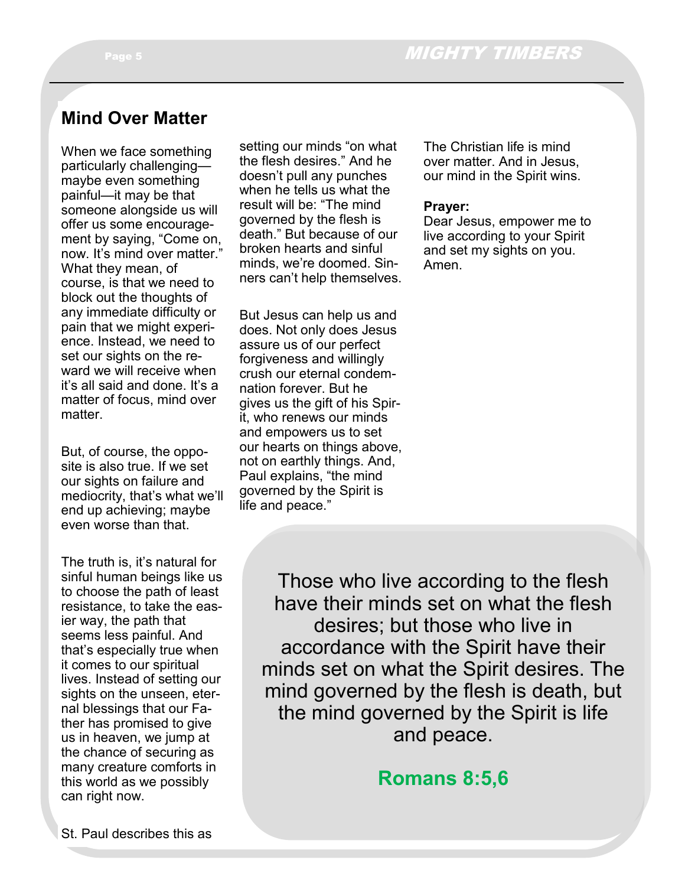## Mind Over Matter

When we face something particularly challenging—maybe even something painful—it may be that someone alongside us will offer us some encouragement by saying, "Come on, now. It's mind over matter." What they mean, of course, is that we need to block out the thoughts of any immediate difficulty or pain that we might experience. Instead, we need to set our sights on the reward we will receive when it's all said and done. It's a matter of focus, mind over matter.

But, of course, the opposite is also true. If we set our sights on failure and mediocrity, that's what we'll end up achieving; maybe even worse than that.

The truth is, it's natural for sinful human beings like us to choose the path of least resistance, to take the easier way, the path that seems less painful. And that's especially true when it comes to our spiritual lives. Instead of setting our sights on the unseen, eternal blessings that our Father has promised to give us in heaven, we jump at the chance of securing as many creature comforts in this world as we possibly can right now.

St. Paul describes this as setting our minds "on what the flesh desires." And he doesn't pull any punches when he tells us what the result will be: "The mind governed by the flesh is death." But because of our broken hearts and sinful minds, we're doomed. Sinners can't help themselves.

But Jesus can help us and does. Not only does Jesus assure us of our perfect forgiveness and willingly crush our eternal condemnation forever. But he gives us the gift of his Spirit, who renews our minds and empowers us to set our hearts on things above, not on earthly things. And, Paul explains, "the mind governed by the Spirit is life and peace."

The Christian life is mind over matter. And in Jesus, our mind in the Spirit wins.

**Prayer:**
Dear Jesus, empower me to live according to your Spirit and set my sights on you. Amen.

Those who live according to the flesh have their minds set on what the flesh desires; but those who live in accordance with the Spirit have their minds set on what the Spirit desires. The mind governed by the flesh is death, but the mind governed by the Spirit is life and peace.

**Romans 8:5,6**